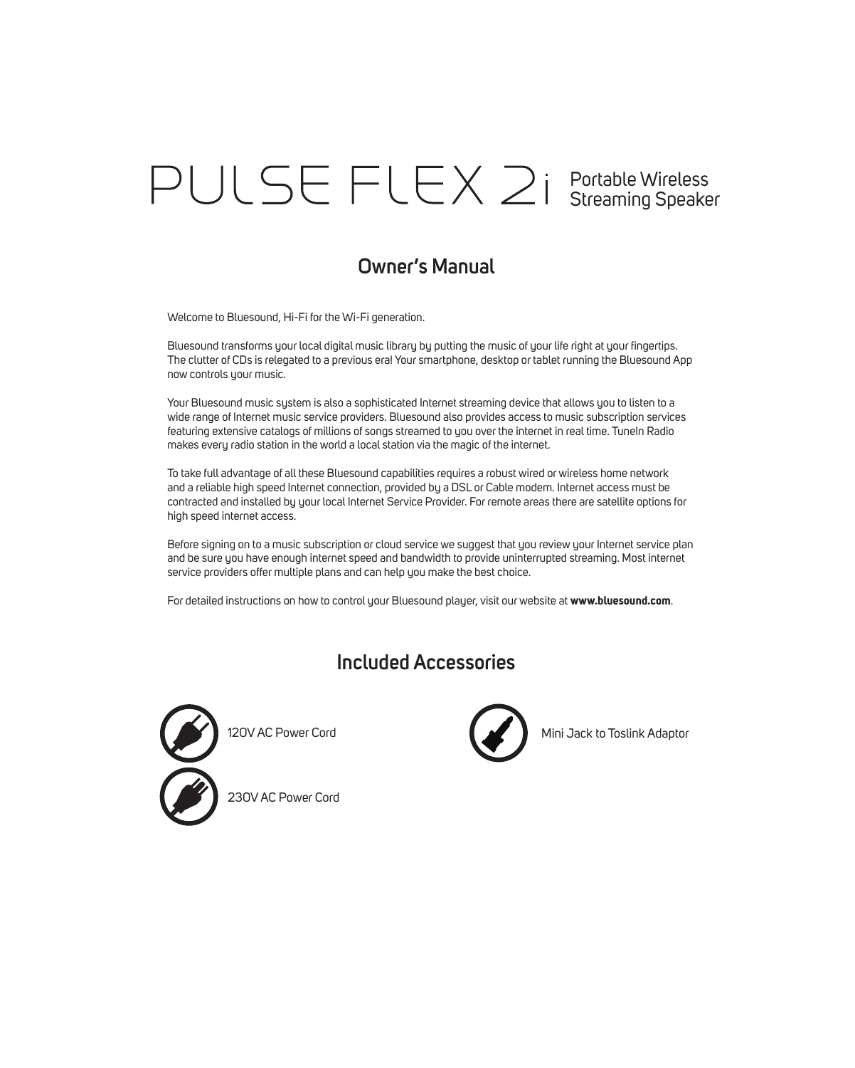# PULSE FLEX 2i Portable Wireless Streaming Speaker

## Owner's Manual

Welcome to Bluesound, Hi-Fi for the Wi-Fi generation.

Bluesound transforms your local digital music library by putting the music of your life right at your fingertips. The clutter of CDs is relegated to a previous era! Your smartphone, desktop or tablet running the Bluesound App now controls your music.

Your Bluesound music system is also a sophisticated Internet streaming device that allows you to listen to a wide range of Internet music service providers. Bluesound also provides access to music subscription services featuring extensive catalogs of millions of songs streamed to you over the internet in real time. TuneIn Radio makes every radio station in the world a local station via the magic of the internet.

To take full advantage of all these Bluesound capabilities requires a robust wired or wireless home network and a reliable high speed Internet connection, provided by a DSL or Cable modem. Internet access must be contracted and installed by your local Internet Service Provider. For remote areas there are satellite options for high speed internet access.

Before signing on to a music subscription or cloud service we suggest that you review your Internet service plan and be sure you have enough internet speed and bandwidth to provide uninterrupted streaming. Most internet service providers offer multiple plans and can help you make the best choice.

For detailed instructions on how to control your Bluesound player, visit our website at **www.bluesound.com**.

## Included Accessories

- 120V AC Power Cord
- 230V AC Power Cord
- Mini Jack to Toslink Adaptor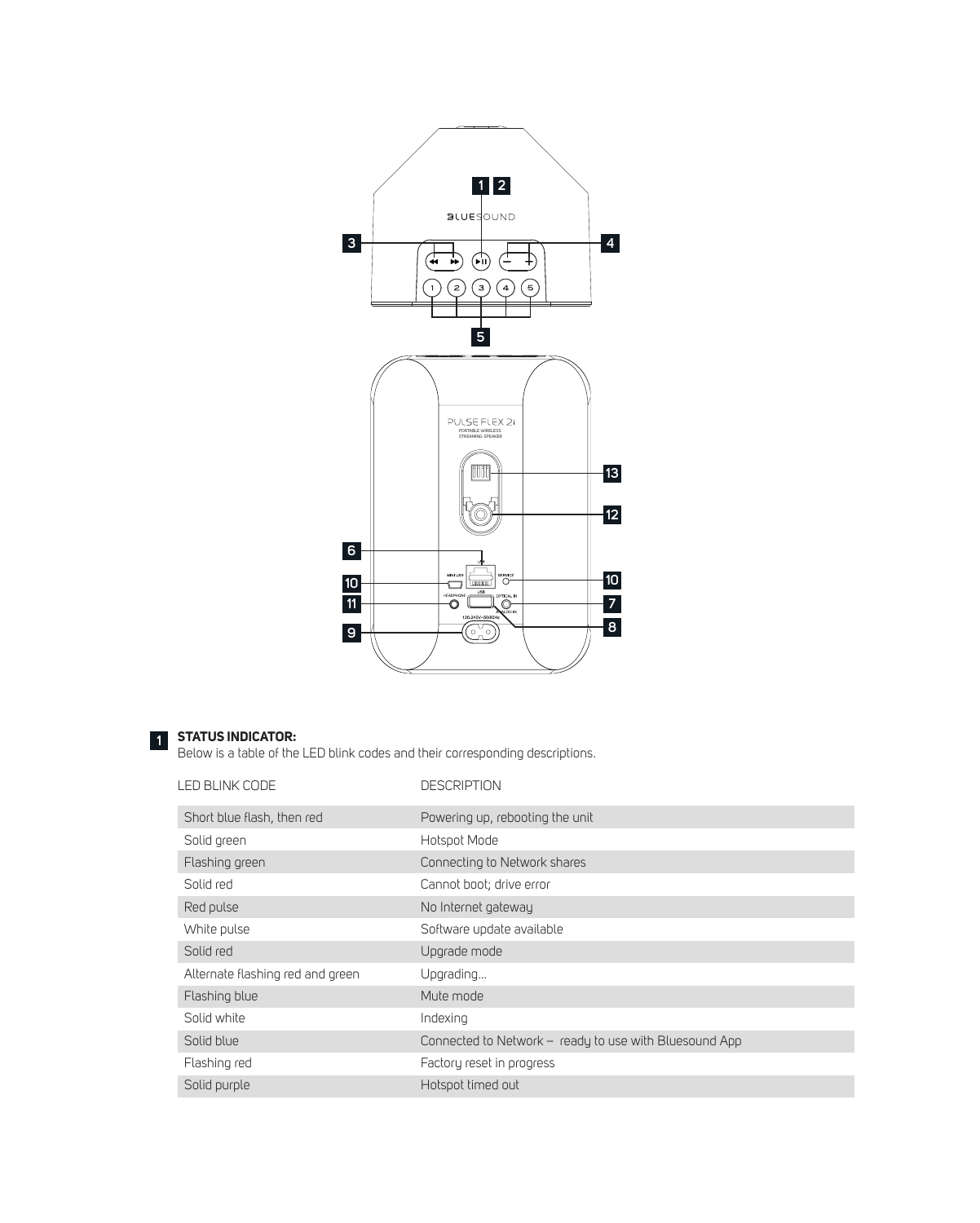**1 STATUS INDICATOR:**

Below is a table of the LED blink codes and their corresponding descriptions.

| LED BLINK CODE | DESCRIPTION |
| --- | --- |
| Short blue flash, then red | Powering up, rebooting the unit |
| Solid green | Hotspot Mode |
| Flashing green | Connecting to Network shares |
| Solid red | Cannot boot; drive error |
| Red pulse | No Internet gateway |
| White pulse | Software update available |
| Solid red | Upgrade mode |
| Alternate flashing red and green | Upgrading... |
| Flashing blue | Mute mode |
| Solid white | Indexing |
| Solid blue | Connected to Network – ready to use with Bluesound App |
| Flashing red | Factory reset in progress |
| Solid purple | Hotspot timed out |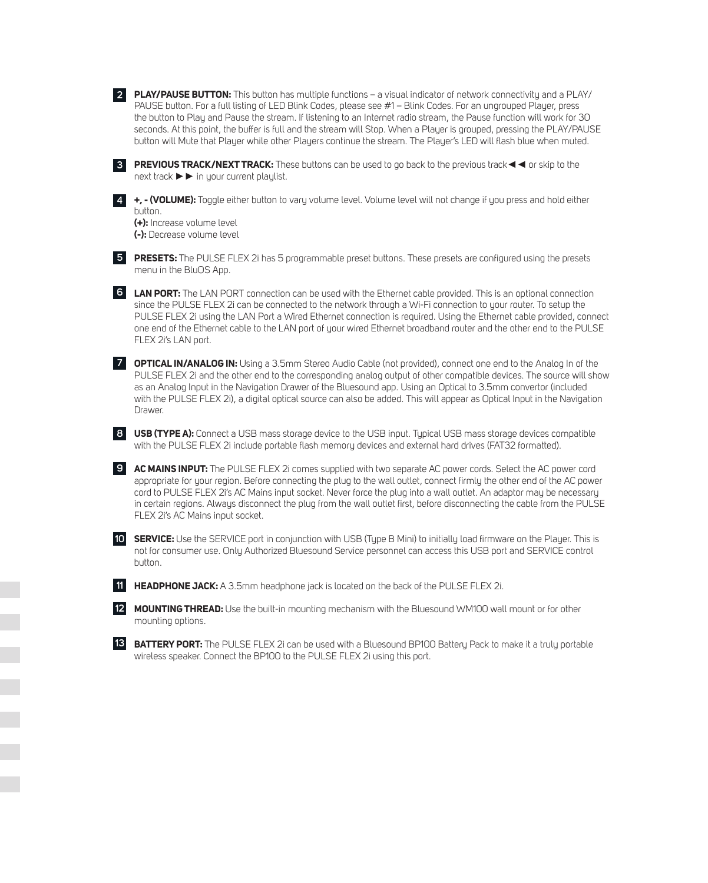**2** **PLAY/PAUSE BUTTON:** This button has multiple functions – a visual indicator of network connectivity and a PLAY/PAUSE button. For a full listing of LED Blink Codes, please see #1 – Blink Codes. For an ungrouped Player, press the button to Play and Pause the stream. If listening to an Internet radio stream, the Pause function will work for 30 seconds. At this point, the buffer is full and the stream will Stop. When a Player is grouped, pressing the PLAY/PAUSE button will Mute that Player while other Players continue the stream. The Player's LED will flash blue when muted.

**3** **PREVIOUS TRACK/NEXT TRACK:** These buttons can be used to go back to the previous track ◄◄ or skip to the next track ►► in your current playlist.

**4** **+, - (VOLUME):** Toggle either button to vary volume level. Volume level will not change if you press and hold either button.
**(+):** Increase volume level
**(-):** Decrease volume level

**5** **PRESETS:** The PULSE FLEX 2i has 5 programmable preset buttons. These presets are configured using the presets menu in the BluOS App.

**6** **LAN PORT:** The LAN PORT connection can be used with the Ethernet cable provided. This is an optional connection since the PULSE FLEX 2i can be connected to the network through a Wi-Fi connection to your router. To setup the PULSE FLEX 2i using the LAN Port a Wired Ethernet connection is required. Using the Ethernet cable provided, connect one end of the Ethernet cable to the LAN port of your wired Ethernet broadband router and the other end to the PULSE FLEX 2i's LAN port.

**7** **OPTICAL IN/ANALOG IN:** Using a 3.5mm Stereo Audio Cable (not provided), connect one end to the Analog In of the PULSE FLEX 2i and the other end to the corresponding analog output of other compatible devices. The source will show as an Analog Input in the Navigation Drawer of the Bluesound app. Using an Optical to 3.5mm convertor (included with the PULSE FLEX 2i), a digital optical source can also be added. This will appear as Optical Input in the Navigation Drawer.

**8** **USB (TYPE A):** Connect a USB mass storage device to the USB input. Typical USB mass storage devices compatible with the PULSE FLEX 2i include portable flash memory devices and external hard drives (FAT32 formatted).

**9** **AC MAINS INPUT:** The PULSE FLEX 2i comes supplied with two separate AC power cords. Select the AC power cord appropriate for your region. Before connecting the plug to the wall outlet, connect firmly the other end of the AC power cord to PULSE FLEX 2i's AC Mains input socket. Never force the plug into a wall outlet. An adaptor may be necessary in certain regions. Always disconnect the plug from the wall outlet first, before disconnecting the cable from the PULSE FLEX 2i's AC Mains input socket.

**10** **SERVICE:** Use the SERVICE port in conjunction with USB (Type B Mini) to initially load firmware on the Player. This is not for consumer use. Only Authorized Bluesound Service personnel can access this USB port and SERVICE control button.

**11** **HEADPHONE JACK:** A 3.5mm headphone jack is located on the back of the PULSE FLEX 2i.

**12** **MOUNTING THREAD:** Use the built-in mounting mechanism with the Bluesound WM100 wall mount or for other mounting options.

**13** **BATTERY PORT:** The PULSE FLEX 2i can be used with a Bluesound BP100 Battery Pack to make it a truly portable wireless speaker. Connect the BP100 to the PULSE FLEX 2i using this port.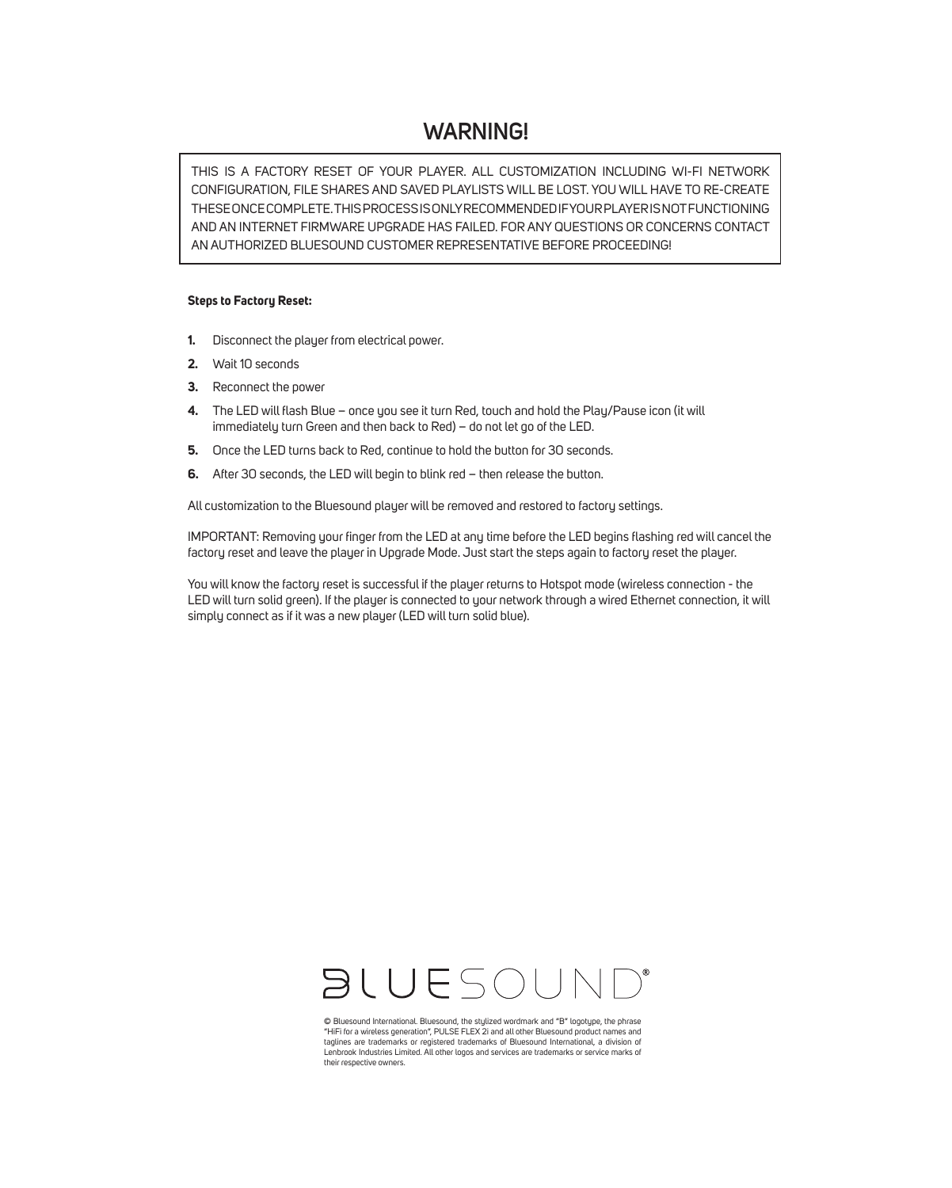# WARNING!

THIS IS A FACTORY RESET OF YOUR PLAYER. ALL CUSTOMIZATION INCLUDING WI-FI NETWORK CONFIGURATION, FILE SHARES AND SAVED PLAYLISTS WILL BE LOST. YOU WILL HAVE TO RE-CREATE THESE ONCE COMPLETE. THIS PROCESS IS ONLY RECOMMENDED IF YOUR PLAYER IS NOT FUNCTIONING AND AN INTERNET FIRMWARE UPGRADE HAS FAILED. FOR ANY QUESTIONS OR CONCERNS CONTACT AN AUTHORIZED BLUESOUND CUSTOMER REPRESENTATIVE BEFORE PROCEEDING!

**Steps to Factory Reset:**

1. Disconnect the player from electrical power.
2. Wait 10 seconds
3. Reconnect the power
4. The LED will flash Blue – once you see it turn Red, touch and hold the Play/Pause icon (it will immediately turn Green and then back to Red) – do not let go of the LED.
5. Once the LED turns back to Red, continue to hold the button for 30 seconds.
6. After 30 seconds, the LED will begin to blink red – then release the button.

All customization to the Bluesound player will be removed and restored to factory settings.

IMPORTANT: Removing your finger from the LED at any time before the LED begins flashing red will cancel the factory reset and leave the player in Upgrade Mode. Just start the steps again to factory reset the player.

You will know the factory reset is successful if the player returns to Hotspot mode (wireless connection - the LED will turn solid green). If the player is connected to your network through a wired Ethernet connection, it will simply connect as if it was a new player (LED will turn solid blue).

BLUESOUND®

© Bluesound International. Bluesound, the stylized wordmark and "B" logotype, the phrase "HiFi for a wireless generation", PULSE FLEX 2i and all other Bluesound product names and taglines are trademarks or registered trademarks of Bluesound International, a division of Lenbrook Industries Limited. All other logos and services are trademarks or service marks of their respective owners.